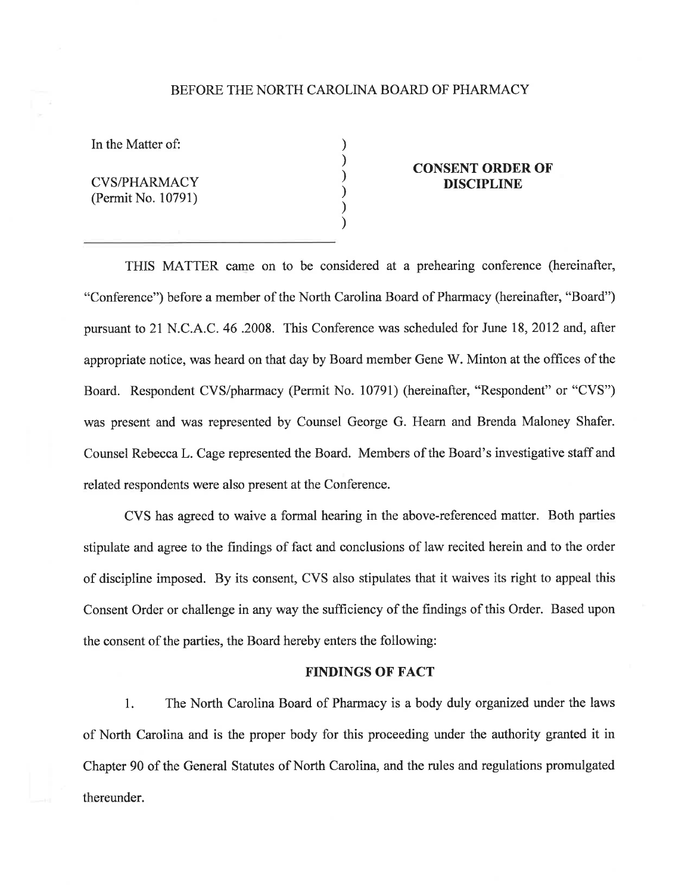BEFORE THE NORTH CAROLINA BOARD OF PHARMACY

In the Matter of:

CVS/PHARMACY
(Permit No. 10791)

**CONSENT ORDER OF DISCIPLINE**

THIS MATTER came on to be considered at a prehearing conference (hereinafter, "Conference") before a member of the North Carolina Board of Pharmacy (hereinafter, "Board") pursuant to 21 N.C.A.C. 46 .2008. This Conference was scheduled for June 18, 2012 and, after appropriate notice, was heard on that day by Board member Gene W. Minton at the offices of the Board. Respondent CVS/pharmacy (Permit No. 10791) (hereinafter, "Respondent" or "CVS") was present and was represented by Counsel George G. Hearn and Brenda Maloney Shafer. Counsel Rebecca L. Cage represented the Board. Members of the Board's investigative staff and related respondents were also present at the Conference.

CVS has agreed to waive a formal hearing in the above-referenced matter. Both parties stipulate and agree to the findings of fact and conclusions of law recited herein and to the order of discipline imposed. By its consent, CVS also stipulates that it waives its right to appeal this Consent Order or challenge in any way the sufficiency of the findings of this Order. Based upon the consent of the parties, the Board hereby enters the following:

## FINDINGS OF FACT

1. The North Carolina Board of Pharmacy is a body duly organized under the laws of North Carolina and is the proper body for this proceeding under the authority granted it in Chapter 90 of the General Statutes of North Carolina, and the rules and regulations promulgated thereunder.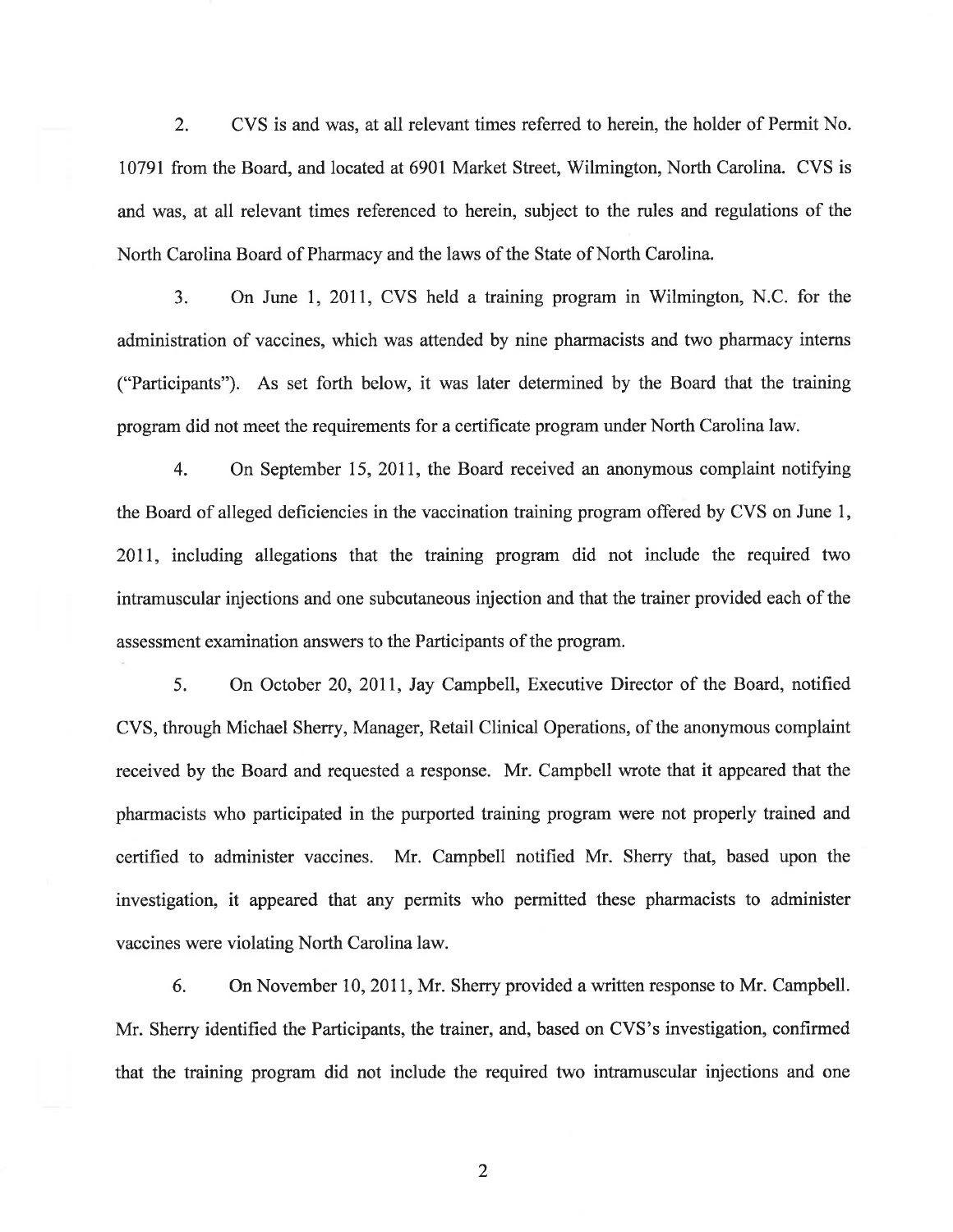2. CVS is and was, at all relevant times referred to herein, the holder of Permit No. 10791 from the Board, and located at 6901 Market Street, Wilmington, North Carolina. CVS is and was, at all relevant times referenced to herein, subject to the rules and regulations of the North Carolina Board of Pharmacy and the laws of the State of North Carolina.

3. On June 1, 2011, CVS held a training program in Wilmington, N.C. for the administration of vaccines, which was attended by nine pharmacists and two pharmacy interns ("Participants"). As set forth below, it was later determined by the Board that the training program did not meet the requirements for a certificate program under North Carolina law.

4. On September 15, 2011, the Board received an anonymous complaint notifying the Board of alleged deficiencies in the vaccination training program offered by CVS on June 1, 2011, including allegations that the training program did not include the required two intramuscular injections and one subcutaneous injection and that the trainer provided each of the assessment examination answers to the Participants of the program.

5. On October 20, 2011, Jay Campbell, Executive Director of the Board, notified CVS, through Michael Sherry, Manager, Retail Clinical Operations, of the anonymous complaint received by the Board and requested a response. Mr. Campbell wrote that it appeared that the pharmacists who participated in the purported training program were not properly trained and certified to administer vaccines. Mr. Campbell notified Mr. Sherry that, based upon the investigation, it appeared that any permits who permitted these pharmacists to administer vaccines were violating North Carolina law.

6. On November 10, 2011, Mr. Sherry provided a written response to Mr. Campbell. Mr. Sherry identified the Participants, the trainer, and, based on CVS's investigation, confirmed that the training program did not include the required two intramuscular injections and one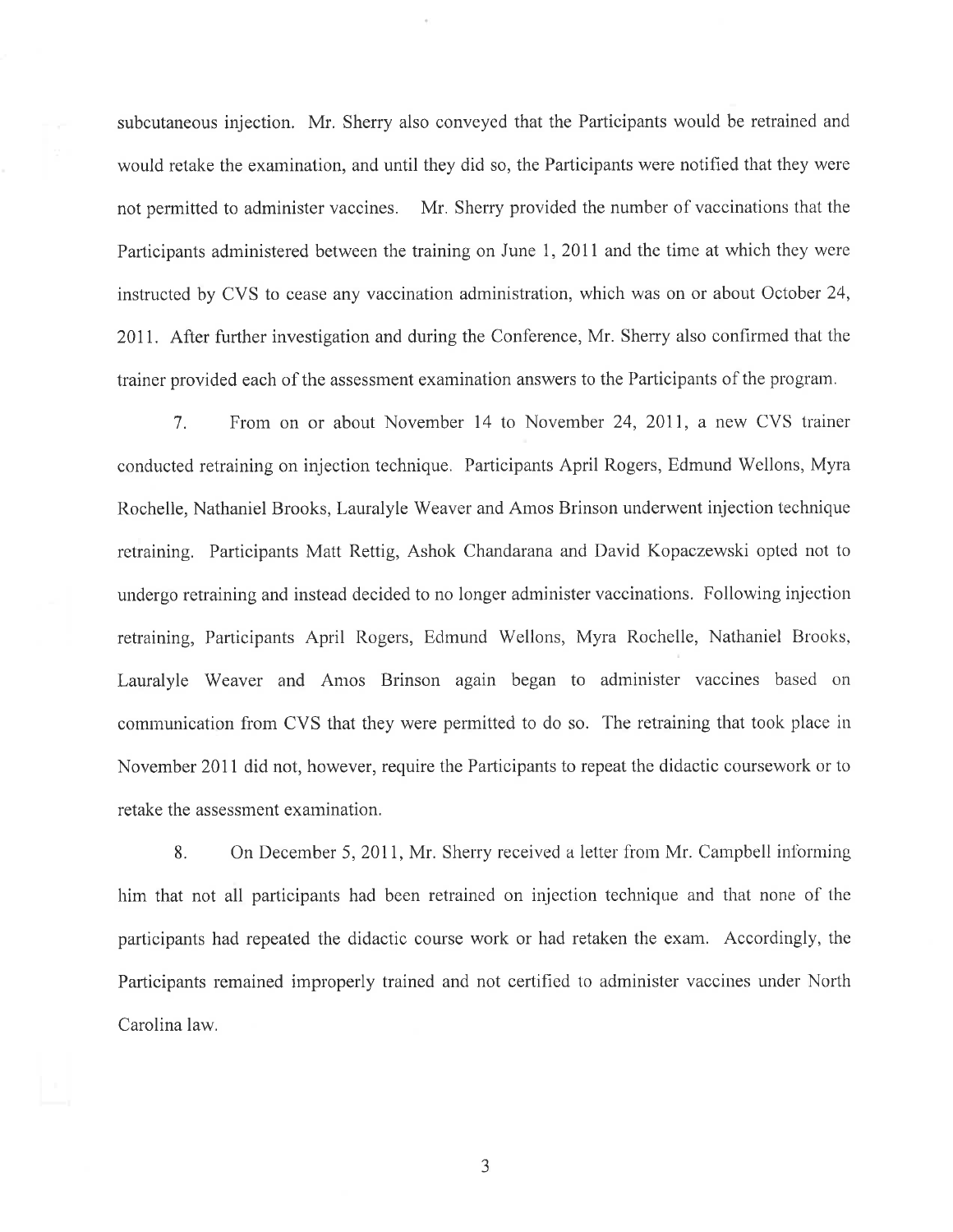subcutaneous injection. Mr. Sherry also conveyed that the Participants would be retrained and would retake the examination, and until they did so, the Participants were notified that they were not permitted to administer vaccines. Mr. Sherry provided the number of vaccinations that the Participants administered between the training on June 1, 2011 and the time at which they were instructed by CVS to cease any vaccination administration, which was on or about October 24, 2011. After further investigation and during the Conference, Mr. Sherry also confirmed that the trainer provided each of the assessment examination answers to the Participants of the program.

7. From on or about November 14 to November 24, 2011, a new CVS trainer conducted retraining on injection technique. Participants April Rogers, Edmund Wellons, Myra Rochelle, Nathaniel Brooks, Lauralyle Weaver and Amos Brinson underwent injection technique retraining. Participants Matt Rettig, Ashok Chandarana and David Kopaczewski opted not to undergo retraining and instead decided to no longer administer vaccinations. Following injection retraining, Participants April Rogers, Edmund Wellons, Myra Rochelle, Nathaniel Brooks, Lauralyle Weaver and Amos Brinson again began to administer vaccines based on communication from CVS that they were permitted to do so. The retraining that took place in November 2011 did not, however, require the Participants to repeat the didactic coursework or to retake the assessment examination.

8. On December 5, 2011, Mr. Sherry received a letter from Mr. Campbell informing him that not all participants had been retrained on injection technique and that none of the participants had repeated the didactic course work or had retaken the exam. Accordingly, the Participants remained improperly trained and not certified to administer vaccines under North Carolina law.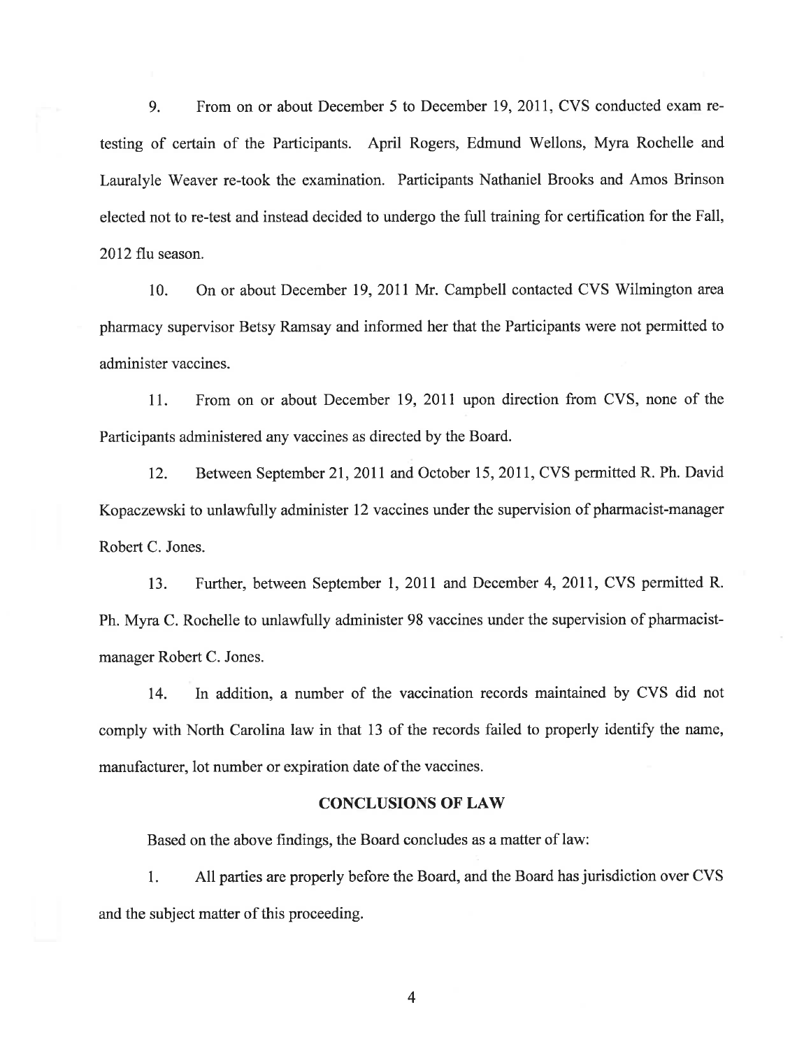9. From on or about December 5 to December 19, 2011, CVS conducted exam re-testing of certain of the Participants. April Rogers, Edmund Wellons, Myra Rochelle and Lauralyle Weaver re-took the examination. Participants Nathaniel Brooks and Amos Brinson elected not to re-test and instead decided to undergo the full training for certification for the Fall, 2012 flu season.

10. On or about December 19, 2011 Mr. Campbell contacted CVS Wilmington area pharmacy supervisor Betsy Ramsay and informed her that the Participants were not permitted to administer vaccines.

11. From on or about December 19, 2011 upon direction from CVS, none of the Participants administered any vaccines as directed by the Board.

12. Between September 21, 2011 and October 15, 2011, CVS permitted R. Ph. David Kopaczewski to unlawfully administer 12 vaccines under the supervision of pharmacist-manager Robert C. Jones.

13. Further, between September 1, 2011 and December 4, 2011, CVS permitted R. Ph. Myra C. Rochelle to unlawfully administer 98 vaccines under the supervision of pharmacist-manager Robert C. Jones.

14. In addition, a number of the vaccination records maintained by CVS did not comply with North Carolina law in that 13 of the records failed to properly identify the name, manufacturer, lot number or expiration date of the vaccines.

## CONCLUSIONS OF LAW

Based on the above findings, the Board concludes as a matter of law:

1. All parties are properly before the Board, and the Board has jurisdiction over CVS and the subject matter of this proceeding.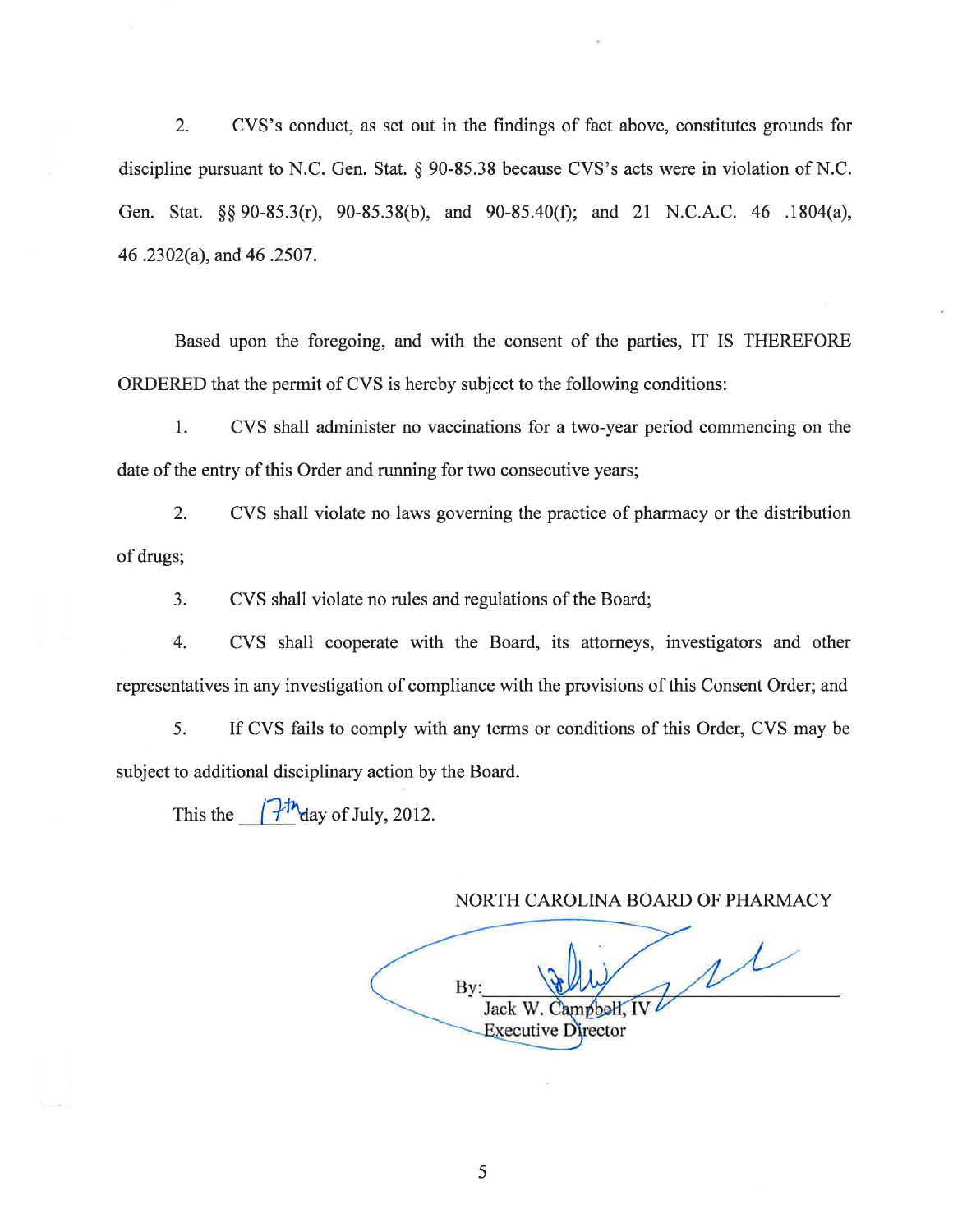2. CVS's conduct, as set out in the findings of fact above, constitutes grounds for discipline pursuant to N.C. Gen. Stat. § 90-85.38 because CVS's acts were in violation of N.C. Gen. Stat. §§ 90-85.3(r), 90-85.38(b), and 90-85.40(f); and 21 N.C.A.C. 46 .1804(a), 46 .2302(a), and 46 .2507.

Based upon the foregoing, and with the consent of the parties, IT IS THEREFORE ORDERED that the permit of CVS is hereby subject to the following conditions:

1. CVS shall administer no vaccinations for a two-year period commencing on the date of the entry of this Order and running for two consecutive years;

2. CVS shall violate no laws governing the practice of pharmacy or the distribution of drugs;

3. CVS shall violate no rules and regulations of the Board;

4. CVS shall cooperate with the Board, its attorneys, investigators and other representatives in any investigation of compliance with the provisions of this Consent Order; and

5. If CVS fails to comply with any terms or conditions of this Order, CVS may be subject to additional disciplinary action by the Board.

This the 17th day of July, 2012.

NORTH CAROLINA BOARD OF PHARMACY

By: ______________________
Jack W. Campbell, IV
Executive Director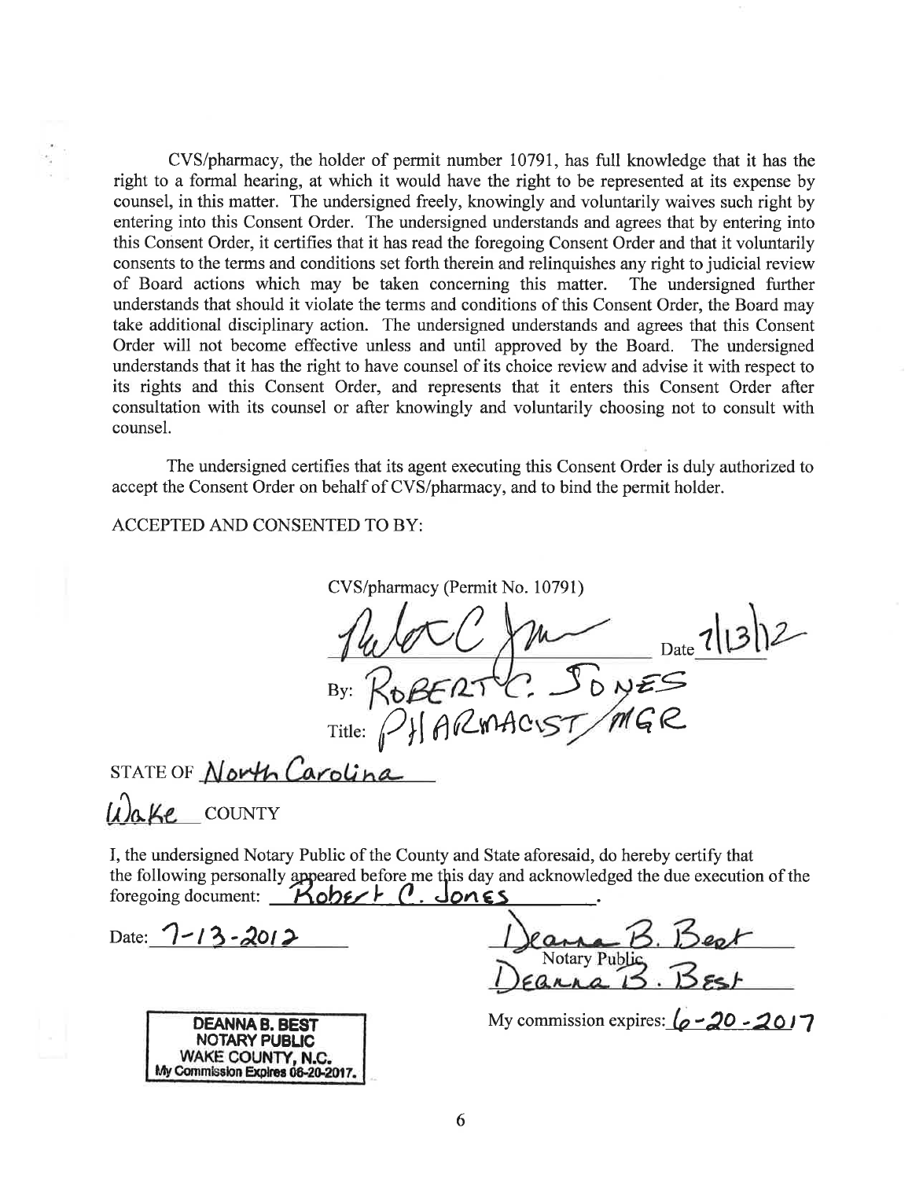CVS/pharmacy, the holder of permit number 10791, has full knowledge that it has the right to a formal hearing, at which it would have the right to be represented at its expense by counsel, in this matter. The undersigned freely, knowingly and voluntarily waives such right by entering into this Consent Order. The undersigned understands and agrees that by entering into this Consent Order, it certifies that it has read the foregoing Consent Order and that it voluntarily consents to the terms and conditions set forth therein and relinquishes any right to judicial review of Board actions which may be taken concerning this matter. The undersigned further understands that should it violate the terms and conditions of this Consent Order, the Board may take additional disciplinary action. The undersigned understands and agrees that this Consent Order will not become effective unless and until approved by the Board. The undersigned understands that it has the right to have counsel of its choice review and advise it with respect to its rights and this Consent Order, and represents that it enters this Consent Order after consultation with its counsel or after knowingly and voluntarily choosing not to consult with counsel.

The undersigned certifies that its agent executing this Consent Order is duly authorized to accept the Consent Order on behalf of CVS/pharmacy, and to bind the permit holder.

ACCEPTED AND CONSENTED TO BY:

CVS/pharmacy (Permit No. 10791)

[signature] Date 7/13/12

By: ROBERT C. JONES

Title: PHARMACIST/MGR

STATE OF North Carolina

Wake COUNTY

I, the undersigned Notary Public of the County and State aforesaid, do hereby certify that the following personally appeared before me this day and acknowledged the due execution of the foregoing document: Robert C. Jones.

Date: 7-13-2012

[signature]
Notary Public
Deanna B. Best

My commission expires: 6-20-2017

DEANNA B. BEST
NOTARY PUBLIC
WAKE COUNTY, N.C.
My Commission Expires 06-20-2017.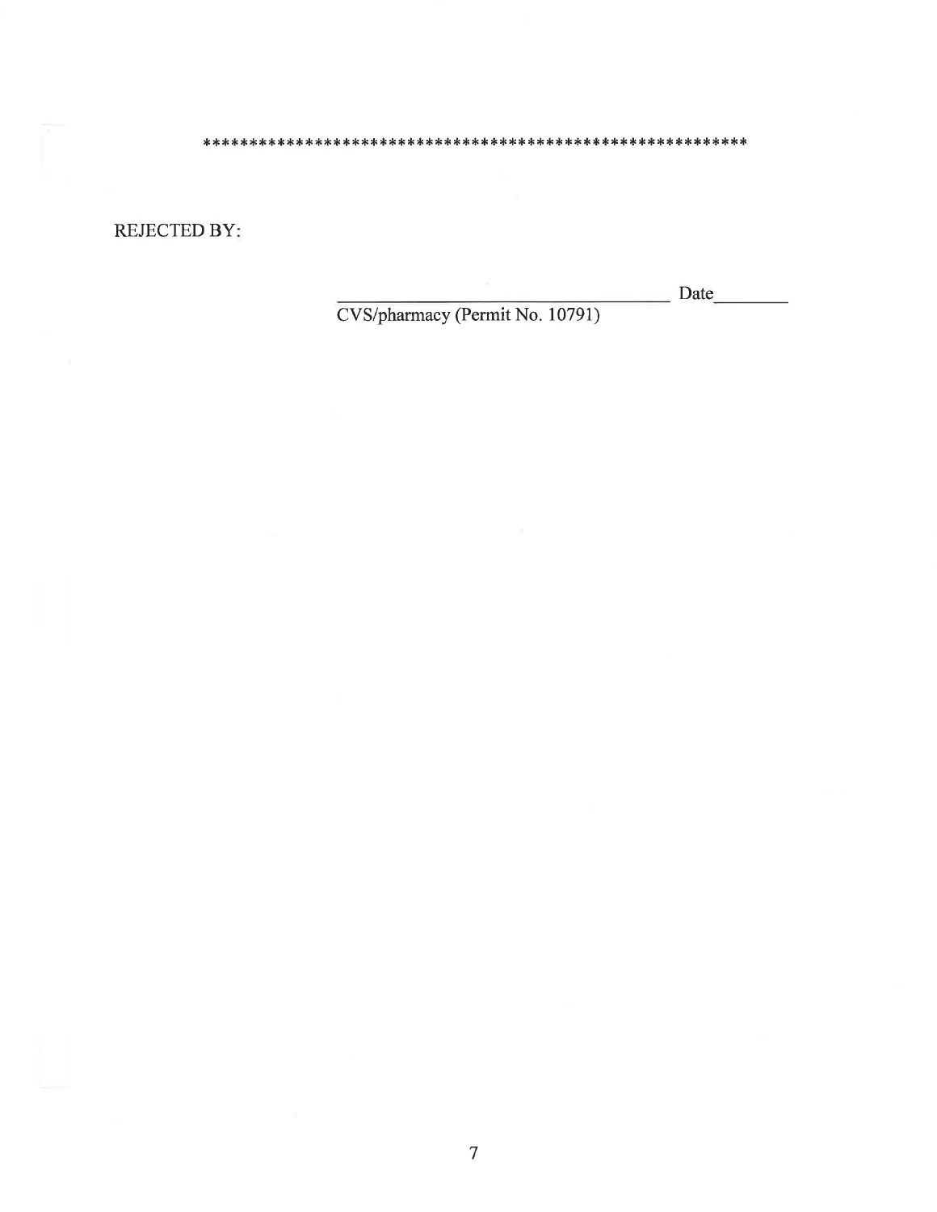*************************************************************

REJECTED BY:

\_\_\_\_\_\_\_\_\_\_\_\_\_\_\_\_\_\_\_\_\_\_\_\_\_\_\_\_\_\_\_\_\_\_\_ Date\_\_\_\_\_\_\_\_

CVS/pharmacy (Permit No. 10791)